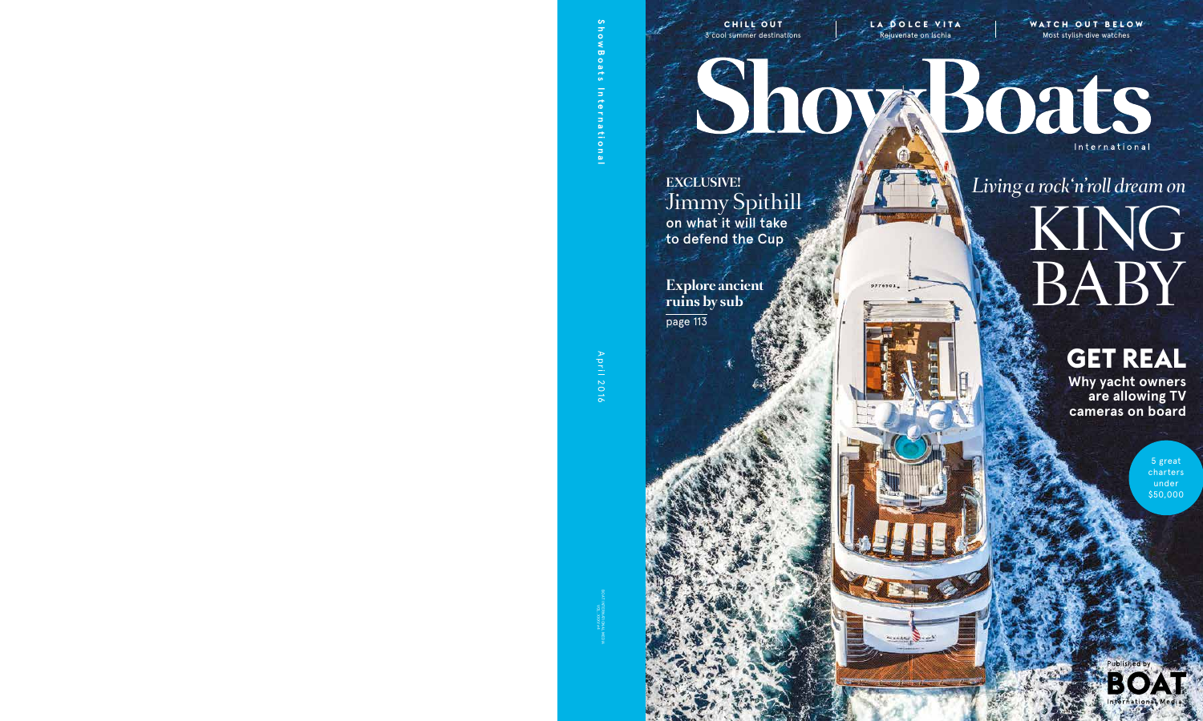ShowBoats International

April 2016

**CHILL OUT**
3 cool summer destinations

**LA DOLCE VITA**
Rejuvenate on Ischia

**WATCH OUT BELOW**
Most stylish dive watches

# ShowBoats

International

**EXCLUSIVE!**
Jimmy Spithill
**on what it will take to defend the Cup**

**Explore ancient ruins by sub**
page 113

*Living a rock'n'roll dream on*

# KING BABY

## GET REAL

**Why yacht owners are allowing TV cameras on board**

5 great charters under $50,000

Published by
BOAT International Media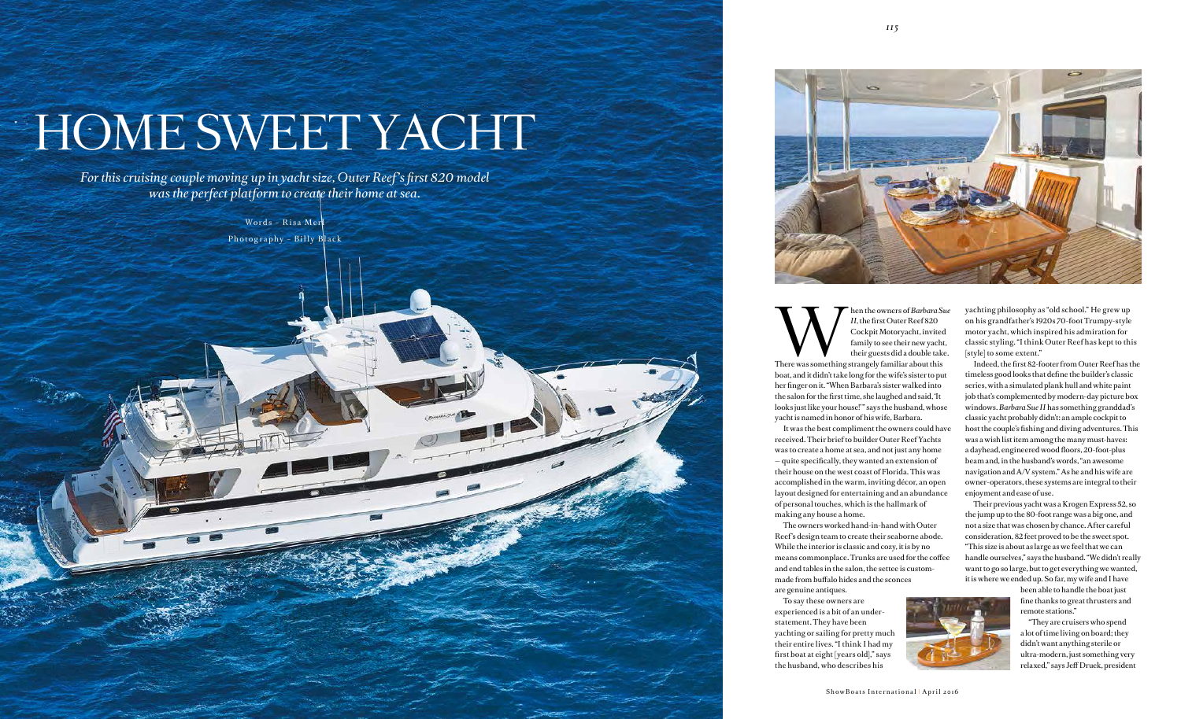# HOME SWEET YACHT

*For this cruising couple moving up in yacht size, Outer Reef's first 820 model was the perfect platform to create their home at sea.*

Words – Risa Merl

Photography – Billy Black

When the owners of *Barbara Sue II*, the first Outer Reef 820 Cockpit Motoryacht, invited family to see their new yacht, their guests did a double take. There was something strangely familiar about this boat, and it didn't take long for the wife's sister to put her finger on it. "When Barbara's sister walked into the salon for the first time, she laughed and said, 'It looks just like your house!'" says the husband, whose yacht is named in honor of his wife, Barbara.

It was the best compliment the owners could have received. Their brief to builder Outer Reef Yachts was to create a home at sea, and not just any home – quite specifically, they wanted an extension of their house on the west coast of Florida. This was accomplished in the warm, inviting décor, an open layout designed for entertaining and an abundance of personal touches, which is the hallmark of making any house a home.

The owners worked hand-in-hand with Outer Reef's design team to create their seaborne abode. While the interior is classic and cozy, it is by no means commonplace. Trunks are used for the coffee and end tables in the salon, the settee is custom-made from buffalo hides and the sconces are genuine antiques.

To say these owners are experienced is a bit of an understatement. They have been yachting or sailing for pretty much their entire lives. "I think I had my first boat at eight [years old]," says the husband, who describes his yachting philosophy as "old school." He grew up on his grandfather's 1920s 70-foot Trumpy-style motor yacht, which inspired his admiration for classic styling. "I think Outer Reef has kept to this [style] to some extent."

Indeed, the first 82-footer from Outer Reef has the timeless good looks that define the builder's classic series, with a simulated plank hull and white paint job that's complemented by modern-day picture box windows. *Barbara Sue II* has something granddad's classic yacht probably didn't: an ample cockpit to host the couple's fishing and diving adventures. This was a wish list item among the many must-haves: a dayhead, engineered wood floors, 20-foot-plus beam and, in the husband's words, "an awesome navigation and A/V system." As he and his wife are owner-operators, these systems are integral to their enjoyment and ease of use.

Their previous yacht was a Krogen Express 52, so the jump up to the 80-foot range was a big one, and not a size that was chosen by chance. After careful consideration, 82 feet proved to be the sweet spot. "This size is about as large as we feel that we can handle ourselves," says the husband. "We didn't really want to go so large, but to get everything we wanted, it is where we ended up. So far, my wife and I have been able to handle the boat just fine thanks to great thrusters and remote stations."

"They are cruisers who spend a lot of time living on board; they didn't want anything sterile or ultra-modern, just something very relaxed," says Jeff Druek, president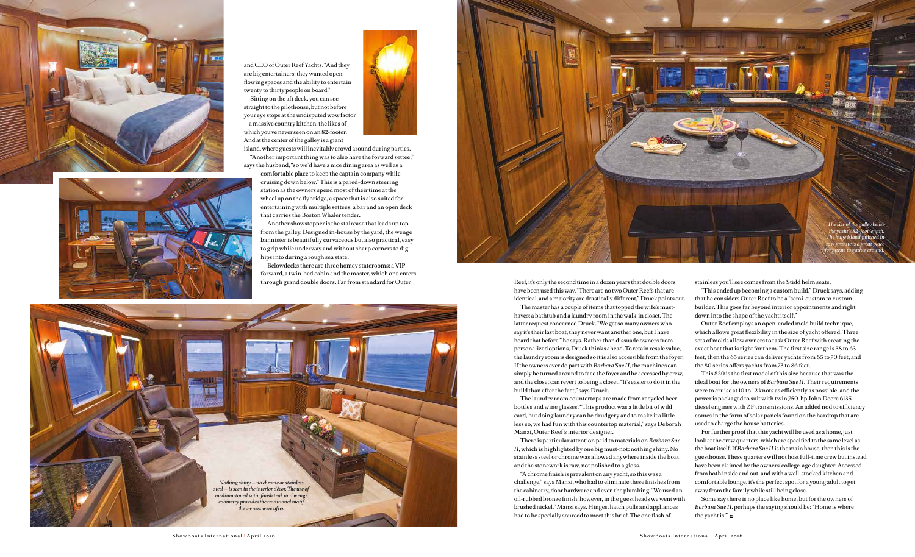and CEO of Outer Reef Yachts. "And they are big entertainers; they wanted open, flowing spaces and the ability to entertain twenty to thirty people on board."

Sitting on the aft deck, you can see straight to the pilothouse, but not before your eye stops at the undisputed wow factor – a massive country kitchen, the likes of which you've never seen on an 82-footer. And at the center of the galley is a giant island, where guests will inevitably crowd around during parties.

"Another important thing was to also have the forward settee," says the husband, "so we'd have a nice dining area as well as a comfortable place to keep the captain company while cruising down below." This is a pared-down steering station as the owners spend most of their time at the wheel up on the flybridge, a space that is also suited for entertaining with multiple settees, a bar and an open deck that carries the Boston Whaler tender.

Another showstopper is the staircase that leads up top from the galley. Designed in-house by the yard, the wengé bannister is beautifully curvaceous but also practical, easy to grip while underway and without sharp corners to dig hips into during a rough sea state.

Belowdecks there are three homey staterooms: a VIP forward, a twin-bed cabin and the master, which one enters through grand double doors. Far from standard for Outer Reef, it's only the second time in a dozen years that double doors have been used this way. "There are no two Outer Reefs that are identical, and a majority are drastically different," Druek points out.

The master has a couple of items that topped the wife's must-haves: a bathtub and a laundry room in the walk-in closet. The latter request concerned Druek. "We get so many owners who say it's their last boat, they never want another one, but I have heard that before!" he says. Rather than dissuade owners from personalized options, Druek thinks ahead. To retain resale value, the laundry room is designed so it is also accessible from the foyer. If the owners ever do part with *Barbara Sue II*, the machines can simply be turned around to face the foyer and be accessed by crew, and the closet can revert to being a closet. "It's easier to do it in the build than after the fact," says Druek.

The laundry room countertops are made from recycled beer bottles and wine glasses. "This product was a little bit of wild card, but doing laundry can be drudgery and to make it a little less so, we had fun with this countertop material," says Deborah Manzi, Outer Reef's interior designer.

There is particular attention paid to materials on *Barbara Sue II*, which is highlighted by one big must-not: nothing shiny. No stainless steel or chrome was allowed anywhere inside the boat, and the stonework is raw, not polished to a gloss.

"A chrome finish is prevalent on any yacht, so this was a challenge," says Manzi, who had to eliminate these finishes from the cabinetry, door hardware and even the plumbing. "We used an oil-rubbed bronze finish; however, in the guest heads we went with brushed nickel," Manzi says. Hinges, hatch pulls and appliances had to be specially sourced to meet this brief. The one flash of stainless you'll see comes from the Stidd helm seats.

"This ended up becoming a custom build," Druek says, adding that he considers Outer Reef to be a "semi-custom to custom builder. This goes far beyond interior appointments and right down into the shape of the yacht itself."

Outer Reef employs an open-ended mold build technique, which allows great flexibility in the size of yacht offered. Three sets of molds allow owners to task Outer Reef with creating the exact boat that is right for them. The first size range is 58 to 63 feet, then the 65 series can deliver yachts from 65 to 70 feet, and the 80 series offers yachts from 73 to 86 feet.

This 820 is the first model of this size because that was the ideal boat for the owners of *Barbara Sue II*. Their requirements were to cruise at 10 to 12 knots as efficiently as possible, and the power is packaged to suit with twin 750-hp John Deere 6135 diesel engines with ZF transmissions. An added nod to efficiency comes in the form of solar panels found on the hardtop that are used to charge the house batteries.

For further proof that this yacht will be used as a home, just look at the crew quarters, which are specified to the same level as the boat itself. If *Barbara Sue II* is the main house, then this is the guesthouse. These quarters will not host full-time crew but instead have been claimed by the owners' college-age daughter. Accessed from both inside and out, and with a well-stocked kitchen and comfortable lounge, it's the perfect spot for a young adult to get away from the family while still being close.

Some say there is no place like home, but for the owners of *Barbara Sue II*, perhaps the saying should be: "Home is where the yacht is." ■

*The size of the galley belies the yacht's 82-foot length. The huge island finished in raw granite is a great place for guests to gather around.*

*Nothing shiny – no chrome or stainless steel – is seen in the interior décor. The use of medium-toned satin finish teak and wengé cabinetry provides the traditional motif the owners were after.*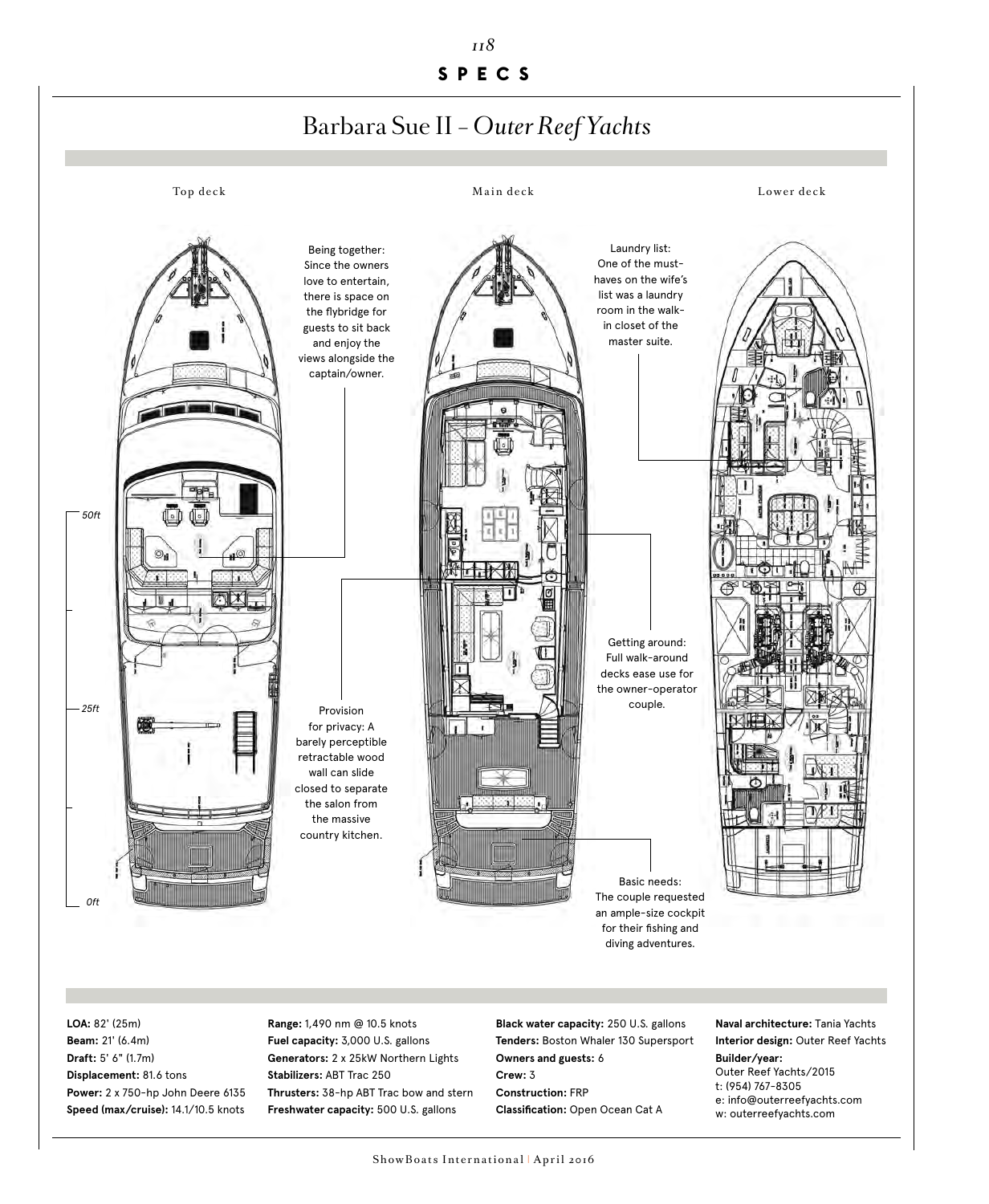# SPECS

## Barbara Sue II – *Outer Reef Yachts*

Top deck

Main deck

Lower deck

50ft

25ft

0ft

Being together: Since the owners love to entertain, there is space on the flybridge for guests to sit back and enjoy the views alongside the captain/owner.

Laundry list: One of the must-haves on the wife's list was a laundry room in the walk-in closet of the master suite.

Getting around: Full walk-around decks ease use for the owner-operator couple.

Provision for privacy: A barely perceptible retractable wood wall can slide closed to separate the salon from the massive country kitchen.

Basic needs: The couple requested an ample-size cockpit for their fishing and diving adventures.

**LOA:** 82' (25m)
**Beam:** 21' (6.4m)
**Draft:** 5' 6" (1.7m)
**Displacement:** 81.6 tons
**Power:** 2 x 750-hp John Deere 6135
**Speed (max/cruise):** 14.1/10.5 knots

**Range:** 1,490 nm @ 10.5 knots
**Fuel capacity:** 3,000 U.S. gallons
**Generators:** 2 x 25kW Northern Lights
**Stabilizers:** ABT Trac 250
**Thrusters:** 38-hp ABT Trac bow and stern
**Freshwater capacity:** 500 U.S. gallons

**Black water capacity:** 250 U.S. gallons
**Tenders:** Boston Whaler 130 Supersport
**Owners and guests:** 6
**Crew:** 3
**Construction:** FRP
**Classification:** Open Ocean Cat A

**Naval architecture:** Tania Yachts
**Interior design:** Outer Reef Yachts
**Builder/year:**
Outer Reef Yachts/2015
t: (954) 767-8305
e: info@outerreefyachts.com
w: outerreefyachts.com